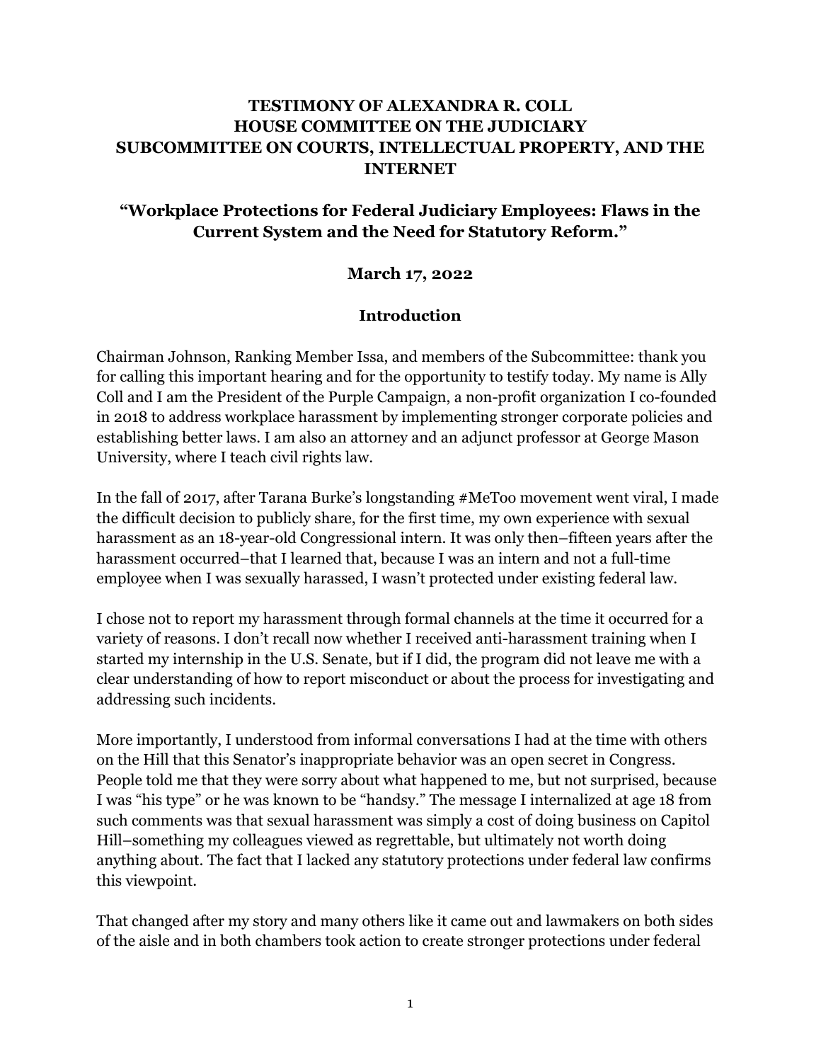# TESTIMONY OF ALEXANDRA R. COLL
# HOUSE COMMITTEE ON THE JUDICIARY
# SUBCOMMITTEE ON COURTS, INTELLECTUAL PROPERTY, AND THE INTERNET

## "Workplace Protections for Federal Judiciary Employees: Flaws in the Current System and the Need for Statutory Reform."

**March 17, 2022**

## Introduction

Chairman Johnson, Ranking Member Issa, and members of the Subcommittee: thank you for calling this important hearing and for the opportunity to testify today. My name is Ally Coll and I am the President of the Purple Campaign, a non-profit organization I co-founded in 2018 to address workplace harassment by implementing stronger corporate policies and establishing better laws. I am also an attorney and an adjunct professor at George Mason University, where I teach civil rights law.

In the fall of 2017, after Tarana Burke's longstanding #MeToo movement went viral, I made the difficult decision to publicly share, for the first time, my own experience with sexual harassment as an 18-year-old Congressional intern. It was only then–fifteen years after the harassment occurred–that I learned that, because I was an intern and not a full-time employee when I was sexually harassed, I wasn't protected under existing federal law.

I chose not to report my harassment through formal channels at the time it occurred for a variety of reasons. I don't recall now whether I received anti-harassment training when I started my internship in the U.S. Senate, but if I did, the program did not leave me with a clear understanding of how to report misconduct or about the process for investigating and addressing such incidents.

More importantly, I understood from informal conversations I had at the time with others on the Hill that this Senator's inappropriate behavior was an open secret in Congress. People told me that they were sorry about what happened to me, but not surprised, because I was "his type" or he was known to be "handsy." The message I internalized at age 18 from such comments was that sexual harassment was simply a cost of doing business on Capitol Hill–something my colleagues viewed as regrettable, but ultimately not worth doing anything about. The fact that I lacked any statutory protections under federal law confirms this viewpoint.

That changed after my story and many others like it came out and lawmakers on both sides of the aisle and in both chambers took action to create stronger protections under federal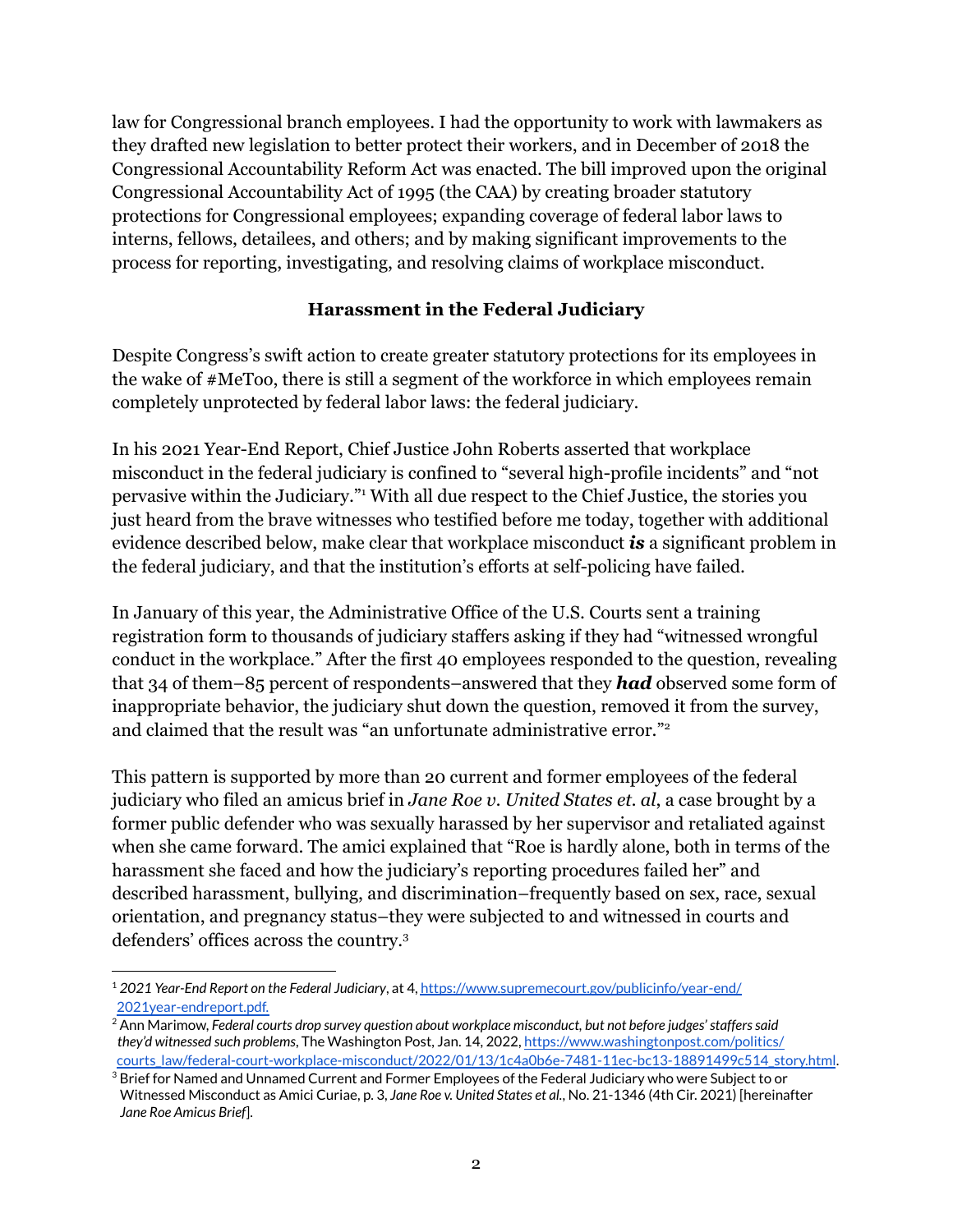law for Congressional branch employees. I had the opportunity to work with lawmakers as they drafted new legislation to better protect their workers, and in December of 2018 the Congressional Accountability Reform Act was enacted. The bill improved upon the original Congressional Accountability Act of 1995 (the CAA) by creating broader statutory protections for Congressional employees; expanding coverage of federal labor laws to interns, fellows, detailees, and others; and by making significant improvements to the process for reporting, investigating, and resolving claims of workplace misconduct.

## Harassment in the Federal Judiciary

Despite Congress's swift action to create greater statutory protections for its employees in the wake of #MeToo, there is still a segment of the workforce in which employees remain completely unprotected by federal labor laws: the federal judiciary.

In his 2021 Year-End Report, Chief Justice John Roberts asserted that workplace misconduct in the federal judiciary is confined to "several high-profile incidents" and "not pervasive within the Judiciary."[1] With all due respect to the Chief Justice, the stories you just heard from the brave witnesses who testified before me today, together with additional evidence described below, make clear that workplace misconduct ***is*** a significant problem in the federal judiciary, and that the institution's efforts at self-policing have failed.

In January of this year, the Administrative Office of the U.S. Courts sent a training registration form to thousands of judiciary staffers asking if they had "witnessed wrongful conduct in the workplace." After the first 40 employees responded to the question, revealing that 34 of them–85 percent of respondents–answered that they ***had*** observed some form of inappropriate behavior, the judiciary shut down the question, removed it from the survey, and claimed that the result was "an unfortunate administrative error."[2]

This pattern is supported by more than 20 current and former employees of the federal judiciary who filed an amicus brief in *Jane Roe v. United States et. al*, a case brought by a former public defender who was sexually harassed by her supervisor and retaliated against when she came forward. The amici explained that "Roe is hardly alone, both in terms of the harassment she faced and how the judiciary's reporting procedures failed her" and described harassment, bullying, and discrimination–frequently based on sex, race, sexual orientation, and pregnancy status–they were subjected to and witnessed in courts and defenders' offices across the country.[3]

---

[1] *2021 Year-End Report on the Federal Judiciary*, at 4, https://www.supremecourt.gov/publicinfo/year-end/2021year-endreport.pdf.

[2] Ann Marimow, *Federal courts drop survey question about workplace misconduct, but not before judges' staffers said they'd witnessed such problems*, The Washington Post, Jan. 14, 2022, https://www.washingtonpost.com/politics/courts_law/federal-court-workplace-misconduct/2022/01/13/1c4a0b6e-7481-11ec-bc13-18891499c514_story.html.

[3] Brief for Named and Unnamed Current and Former Employees of the Federal Judiciary who were Subject to or Witnessed Misconduct as Amici Curiae, p. 3, *Jane Roe v. United States et al.*, No. 21-1346 (4th Cir. 2021) [hereinafter *Jane Roe Amicus Brief*].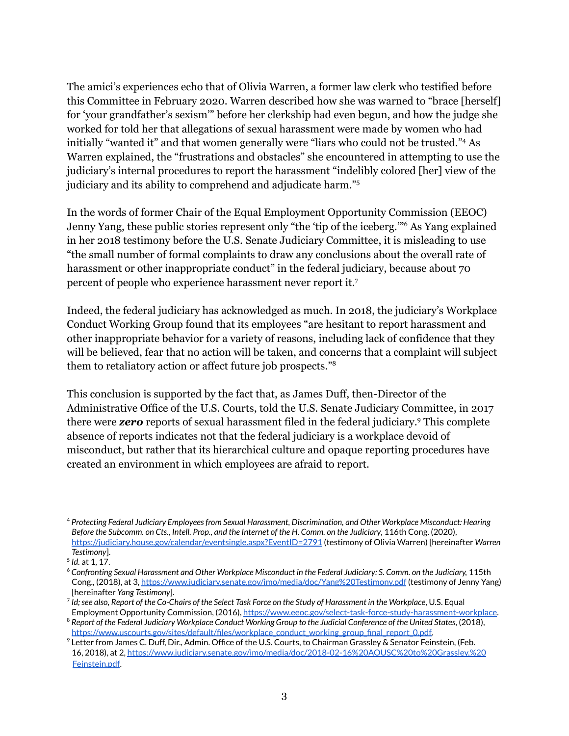The amici's experiences echo that of Olivia Warren, a former law clerk who testified before this Committee in February 2020. Warren described how she was warned to "brace [herself] for 'your grandfather's sexism'" before her clerkship had even begun, and how the judge she worked for told her that allegations of sexual harassment were made by women who had initially "wanted it" and that women generally were "liars who could not be trusted."[4] As Warren explained, the "frustrations and obstacles" she encountered in attempting to use the judiciary's internal procedures to report the harassment "indelibly colored [her] view of the judiciary and its ability to comprehend and adjudicate harm."[5]

In the words of former Chair of the Equal Employment Opportunity Commission (EEOC) Jenny Yang, these public stories represent only "the 'tip of the iceberg.'"[6] As Yang explained in her 2018 testimony before the U.S. Senate Judiciary Committee, it is misleading to use "the small number of formal complaints to draw any conclusions about the overall rate of harassment or other inappropriate conduct" in the federal judiciary, because about 70 percent of people who experience harassment never report it.[7]

Indeed, the federal judiciary has acknowledged as much. In 2018, the judiciary's Workplace Conduct Working Group found that its employees "are hesitant to report harassment and other inappropriate behavior for a variety of reasons, including lack of confidence that they will be believed, fear that no action will be taken, and concerns that a complaint will subject them to retaliatory action or affect future job prospects."[8]

This conclusion is supported by the fact that, as James Duff, then-Director of the Administrative Office of the U.S. Courts, told the U.S. Senate Judiciary Committee, in 2017 there were ***zero*** reports of sexual harassment filed in the federal judiciary.[9] This complete absence of reports indicates not that the federal judiciary is a workplace devoid of misconduct, but rather that its hierarchical culture and opaque reporting procedures have created an environment in which employees are afraid to report.

---

[4] *Protecting Federal Judiciary Employees from Sexual Harassment, Discrimination, and Other Workplace Misconduct: Hearing Before the Subcomm. on Cts., Intell. Prop., and the Internet of the H. Comm. on the Judiciary*, 116th Cong. (2020), https://judiciary.house.gov/calendar/eventsingle.aspx?EventID=2791 (testimony of Olivia Warren) [hereinafter *Warren Testimony*].

[5] *Id.* at 1, 17.

[6] *Confronting Sexual Harassment and Other Workplace Misconduct in the Federal Judiciary: S. Comm. on the Judiciary*, 115th Cong., (2018), at 3, https://www.judiciary.senate.gov/imo/media/doc/Yang%20Testimony.pdf (testimony of Jenny Yang) [hereinafter *Yang Testimony*].

[7] *Id; see also, Report of the Co-Chairs of the Select Task Force on the Study of Harassment in the Workplace*, U.S. Equal Employment Opportunity Commission, (2016), https://www.eeoc.gov/select-task-force-study-harassment-workplace.

[8] *Report of the Federal Judiciary Workplace Conduct Working Group to the Judicial Conference of the United States*, (2018), https://www.uscourts.gov/sites/default/files/workplace_conduct_working_group_final_report_0.pdf.

[9] Letter from James C. Duff, Dir., Admin. Office of the U.S. Courts, to Chairman Grassley & Senator Feinstein, (Feb. 16, 2018), at 2, https://www.judiciary.senate.gov/imo/media/doc/2018-02-16%20AOUSC%20to%20Grassley,%20Feinstein.pdf.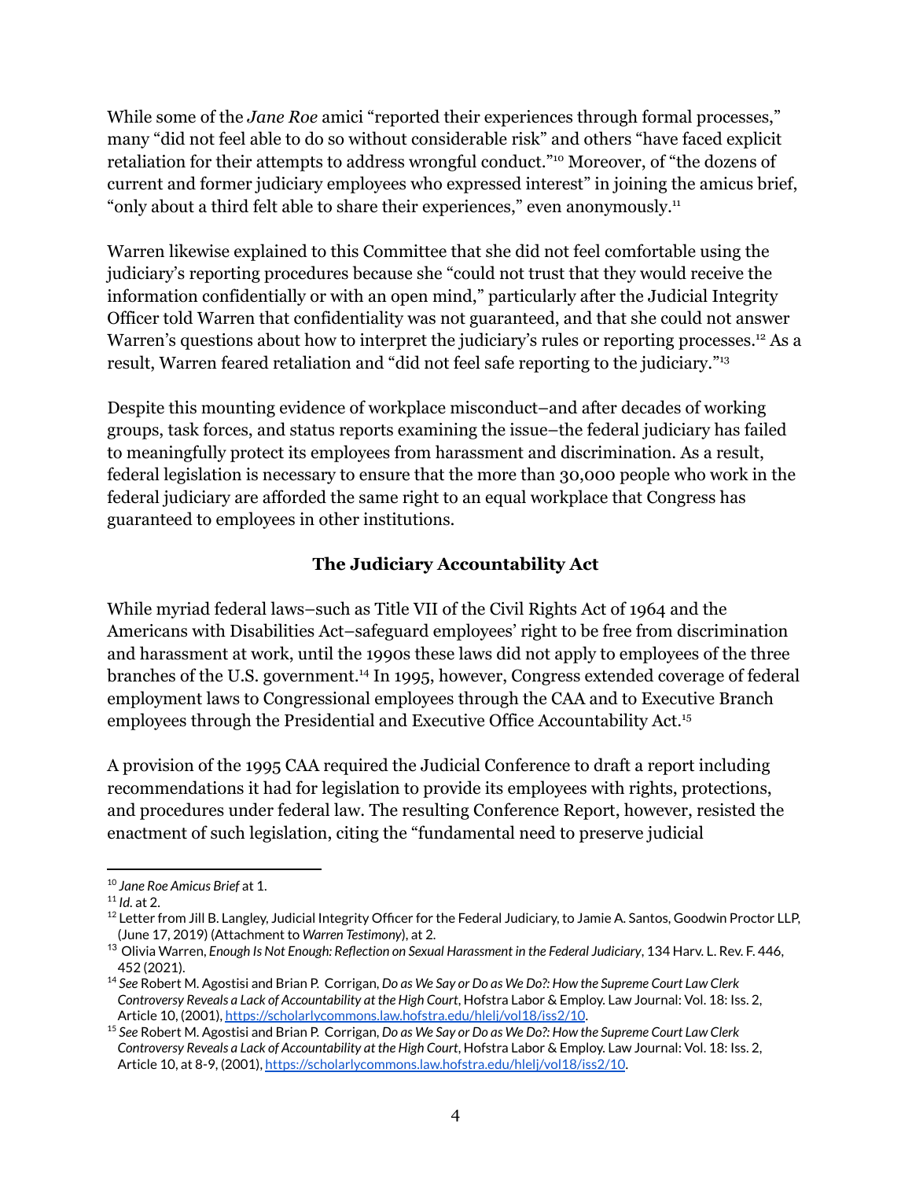While some of the *Jane Roe* amici "reported their experiences through formal processes," many "did not feel able to do so without considerable risk" and others "have faced explicit retaliation for their attempts to address wrongful conduct."[10] Moreover, of "the dozens of current and former judiciary employees who expressed interest" in joining the amicus brief, "only about a third felt able to share their experiences," even anonymously.[11]

Warren likewise explained to this Committee that she did not feel comfortable using the judiciary's reporting procedures because she "could not trust that they would receive the information confidentially or with an open mind," particularly after the Judicial Integrity Officer told Warren that confidentiality was not guaranteed, and that she could not answer Warren's questions about how to interpret the judiciary's rules or reporting processes.[12] As a result, Warren feared retaliation and "did not feel safe reporting to the judiciary."[13]

Despite this mounting evidence of workplace misconduct–and after decades of working groups, task forces, and status reports examining the issue–the federal judiciary has failed to meaningfully protect its employees from harassment and discrimination. As a result, federal legislation is necessary to ensure that the more than 30,000 people who work in the federal judiciary are afforded the same right to an equal workplace that Congress has guaranteed to employees in other institutions.

## The Judiciary Accountability Act

While myriad federal laws–such as Title VII of the Civil Rights Act of 1964 and the Americans with Disabilities Act–safeguard employees' right to be free from discrimination and harassment at work, until the 1990s these laws did not apply to employees of the three branches of the U.S. government.[14] In 1995, however, Congress extended coverage of federal employment laws to Congressional employees through the CAA and to Executive Branch employees through the Presidential and Executive Office Accountability Act.[15]

A provision of the 1995 CAA required the Judicial Conference to draft a report including recommendations it had for legislation to provide its employees with rights, protections, and procedures under federal law. The resulting Conference Report, however, resisted the enactment of such legislation, citing the "fundamental need to preserve judicial

---

[10] *Jane Roe Amicus Brief* at 1.

[11] *Id.* at 2.

[12] Letter from Jill B. Langley, Judicial Integrity Officer for the Federal Judiciary, to Jamie A. Santos, Goodwin Proctor LLP, (June 17, 2019) (Attachment to *Warren Testimony*), at 2.

[13] Olivia Warren, *Enough Is Not Enough: Reflection on Sexual Harassment in the Federal Judiciary*, 134 Harv. L. Rev. F. 446, 452 (2021).

[14] *See* Robert M. Agostisi and Brian P. Corrigan, *Do as We Say or Do as We Do?: How the Supreme Court Law Clerk Controversy Reveals a Lack of Accountability at the High Court*, Hofstra Labor & Employ. Law Journal: Vol. 18: Iss. 2, Article 10, (2001), https://scholarlycommons.law.hofstra.edu/hlelj/vol18/iss2/10.

[15] *See* Robert M. Agostisi and Brian P. Corrigan, *Do as We Say or Do as We Do?: How the Supreme Court Law Clerk Controversy Reveals a Lack of Accountability at the High Court*, Hofstra Labor & Employ. Law Journal: Vol. 18: Iss. 2, Article 10, at 8-9, (2001), https://scholarlycommons.law.hofstra.edu/hlelj/vol18/iss2/10.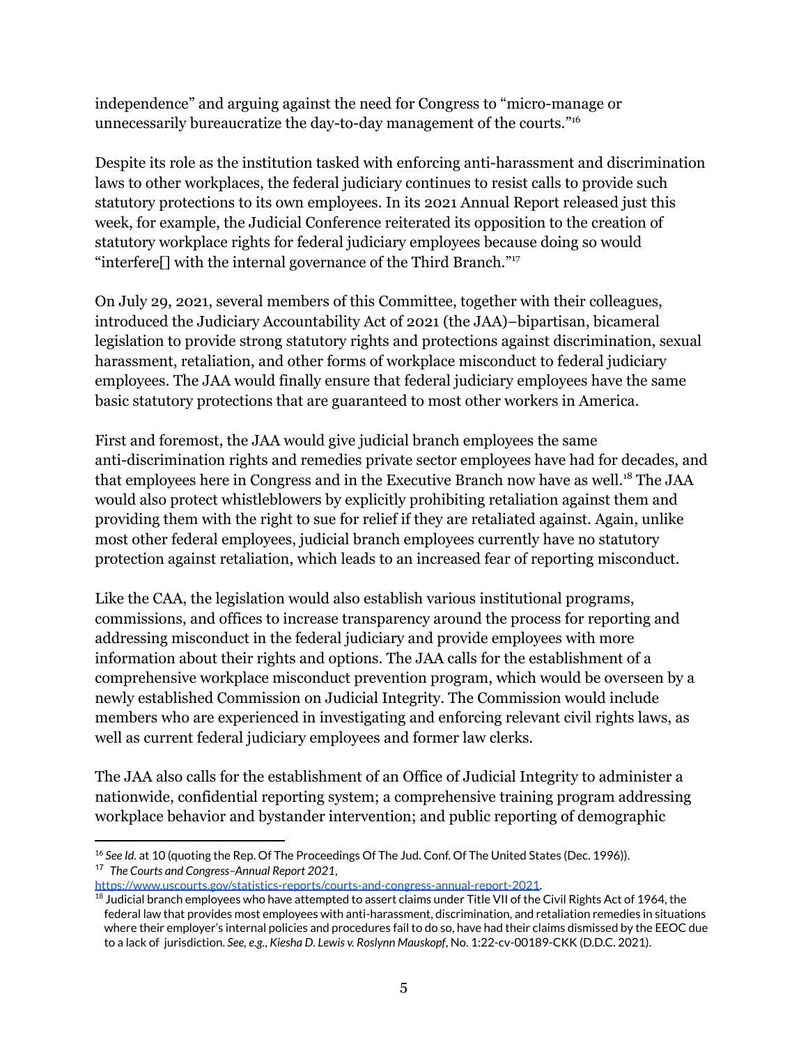independence" and arguing against the need for Congress to "micro-manage or unnecessarily bureaucratize the day-to-day management of the courts."[16]

Despite its role as the institution tasked with enforcing anti-harassment and discrimination laws to other workplaces, the federal judiciary continues to resist calls to provide such statutory protections to its own employees. In its 2021 Annual Report released just this week, for example, the Judicial Conference reiterated its opposition to the creation of statutory workplace rights for federal judiciary employees because doing so would "interfere[] with the internal governance of the Third Branch."[17]

On July 29, 2021, several members of this Committee, together with their colleagues, introduced the Judiciary Accountability Act of 2021 (the JAA)–bipartisan, bicameral legislation to provide strong statutory rights and protections against discrimination, sexual harassment, retaliation, and other forms of workplace misconduct to federal judiciary employees. The JAA would finally ensure that federal judiciary employees have the same basic statutory protections that are guaranteed to most other workers in America.

First and foremost, the JAA would give judicial branch employees the same anti-discrimination rights and remedies private sector employees have had for decades, and that employees here in Congress and in the Executive Branch now have as well.[18] The JAA would also protect whistleblowers by explicitly prohibiting retaliation against them and providing them with the right to sue for relief if they are retaliated against. Again, unlike most other federal employees, judicial branch employees currently have no statutory protection against retaliation, which leads to an increased fear of reporting misconduct.

Like the CAA, the legislation would also establish various institutional programs, commissions, and offices to increase transparency around the process for reporting and addressing misconduct in the federal judiciary and provide employees with more information about their rights and options. The JAA calls for the establishment of a comprehensive workplace misconduct prevention program, which would be overseen by a newly established Commission on Judicial Integrity. The Commission would include members who are experienced in investigating and enforcing relevant civil rights laws, as well as current federal judiciary employees and former law clerks.

The JAA also calls for the establishment of an Office of Judicial Integrity to administer a nationwide, confidential reporting system; a comprehensive training program addressing workplace behavior and bystander intervention; and public reporting of demographic

---

[16] *See Id.* at 10 (quoting the Rep. Of The Proceedings Of The Jud. Conf. Of The United States (Dec. 1996)).

[17] *The Courts and Congress–Annual Report 2021*, https://www.uscourts.gov/statistics-reports/courts-and-congress-annual-report-2021.

[18] Judicial branch employees who have attempted to assert claims under Title VII of the Civil Rights Act of 1964, the federal law that provides most employees with anti-harassment, discrimination, and retaliation remedies in situations where their employer's internal policies and procedures fail to do so, have had their claims dismissed by the EEOC due to a lack of jurisdiction. *See, e.g.*, *Kiesha D. Lewis v. Roslynn Mauskopf*, No. 1:22-cv-00189-CKK (D.D.C. 2021).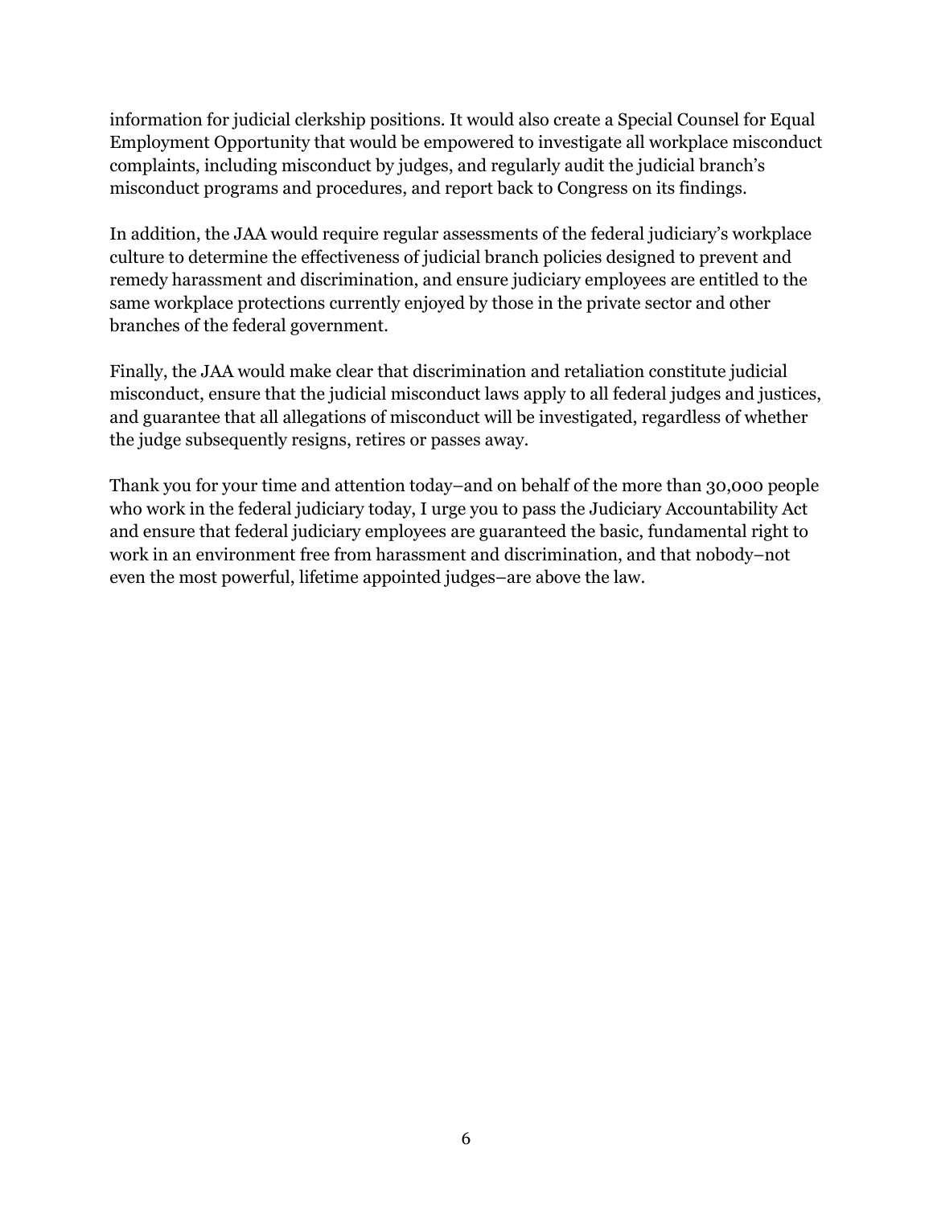information for judicial clerkship positions. It would also create a Special Counsel for Equal Employment Opportunity that would be empowered to investigate all workplace misconduct complaints, including misconduct by judges, and regularly audit the judicial branch's misconduct programs and procedures, and report back to Congress on its findings.

In addition, the JAA would require regular assessments of the federal judiciary's workplace culture to determine the effectiveness of judicial branch policies designed to prevent and remedy harassment and discrimination, and ensure judiciary employees are entitled to the same workplace protections currently enjoyed by those in the private sector and other branches of the federal government.

Finally, the JAA would make clear that discrimination and retaliation constitute judicial misconduct, ensure that the judicial misconduct laws apply to all federal judges and justices, and guarantee that all allegations of misconduct will be investigated, regardless of whether the judge subsequently resigns, retires or passes away.

Thank you for your time and attention today–and on behalf of the more than 30,000 people who work in the federal judiciary today, I urge you to pass the Judiciary Accountability Act and ensure that federal judiciary employees are guaranteed the basic, fundamental right to work in an environment free from harassment and discrimination, and that nobody–not even the most powerful, lifetime appointed judges–are above the law.